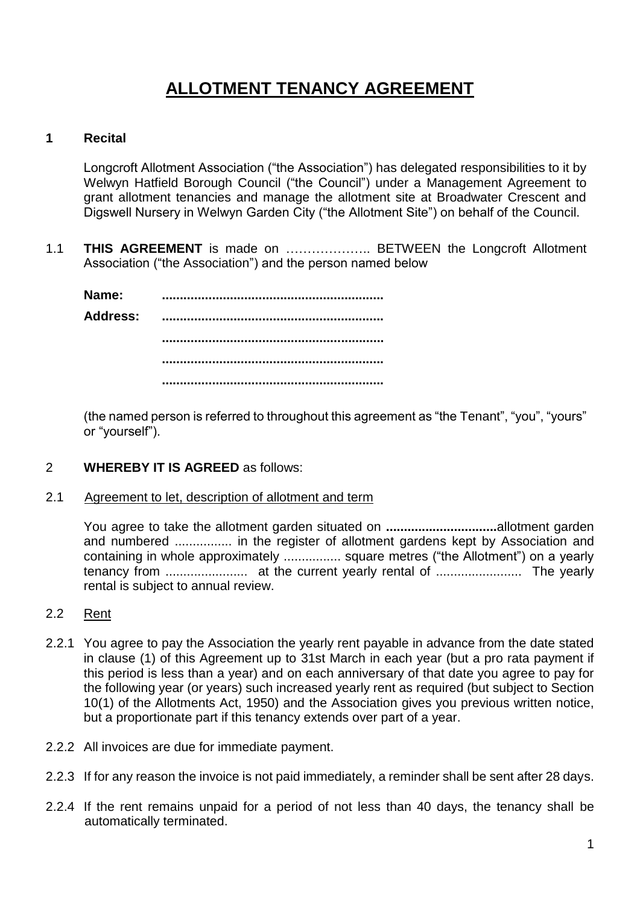# ALLOTMENT TENANCY AGREEMENT

## 1 Recital

Longcroft Allotment Association ("the Association") has delegated responsibilities to it by Welwyn Hatfield Borough Council ("the Council") under a Management Agreement to grant allotment tenancies and manage the allotment site at Broadwater Crescent and Digswell Nursery in Welwyn Garden City ("the Allotment Site") on behalf of the Council.

1.1 **THIS AGREEMENT** is made on ……………….. BETWEEN the Longcroft Allotment Association ("the Association") and the person named below

**Name:** .............................................................

**Address:** .............................................................

.............................................................

.............................................................

.............................................................

(the named person is referred to throughout this agreement as "the Tenant", "you", "yours" or "yourself").

## 2 **WHEREBY IT IS AGREED** as follows:

2.1 Agreement to let, description of allotment and term

You agree to take the allotment garden situated on **..............................**allotment garden and numbered ................ in the register of allotment gardens kept by Association and containing in whole approximately ................ square metres ("the Allotment") on a yearly tenancy from ....................... at the current yearly rental of ........................ The yearly rental is subject to annual review.

2.2 Rent

2.2.1 You agree to pay the Association the yearly rent payable in advance from the date stated in clause (1) of this Agreement up to 31st March in each year (but a pro rata payment if this period is less than a year) and on each anniversary of that date you agree to pay for the following year (or years) such increased yearly rent as required (but subject to Section 10(1) of the Allotments Act, 1950) and the Association gives you previous written notice, but a proportionate part if this tenancy extends over part of a year.

2.2.2 All invoices are due for immediate payment.

2.2.3 If for any reason the invoice is not paid immediately, a reminder shall be sent after 28 days.

2.2.4 If the rent remains unpaid for a period of not less than 40 days, the tenancy shall be automatically terminated.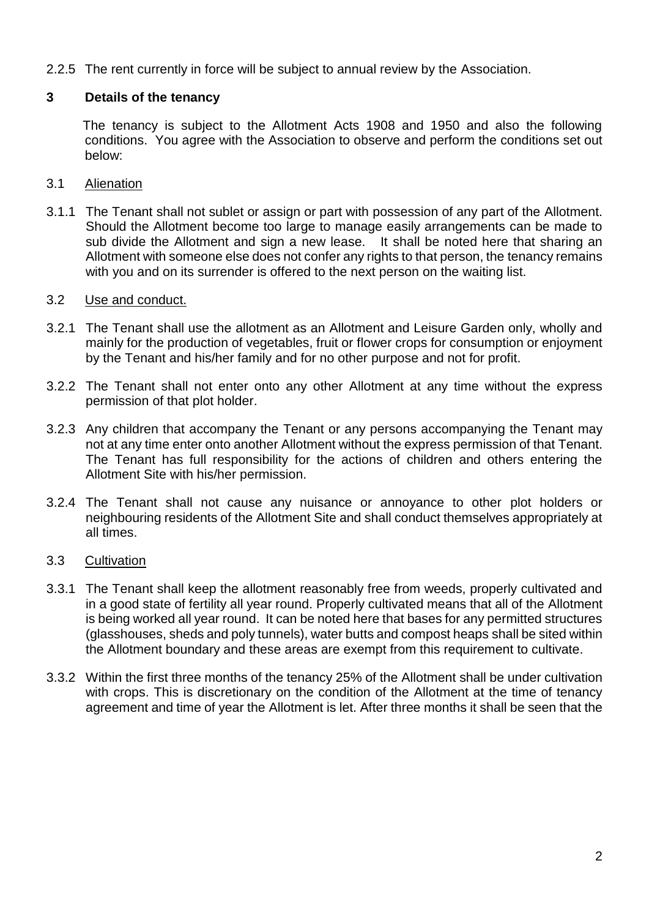2.2.5 The rent currently in force will be subject to annual review by the Association.

## 3 Details of the tenancy

The tenancy is subject to the Allotment Acts 1908 and 1950 and also the following conditions. You agree with the Association to observe and perform the conditions set out below:

### 3.1 Alienation

3.1.1 The Tenant shall not sublet or assign or part with possession of any part of the Allotment. Should the Allotment become too large to manage easily arrangements can be made to sub divide the Allotment and sign a new lease. It shall be noted here that sharing an Allotment with someone else does not confer any rights to that person, the tenancy remains with you and on its surrender is offered to the next person on the waiting list.

### 3.2 Use and conduct.

3.2.1 The Tenant shall use the allotment as an Allotment and Leisure Garden only, wholly and mainly for the production of vegetables, fruit or flower crops for consumption or enjoyment by the Tenant and his/her family and for no other purpose and not for profit.

3.2.2 The Tenant shall not enter onto any other Allotment at any time without the express permission of that plot holder.

3.2.3 Any children that accompany the Tenant or any persons accompanying the Tenant may not at any time enter onto another Allotment without the express permission of that Tenant. The Tenant has full responsibility for the actions of children and others entering the Allotment Site with his/her permission.

3.2.4 The Tenant shall not cause any nuisance or annoyance to other plot holders or neighbouring residents of the Allotment Site and shall conduct themselves appropriately at all times.

### 3.3 Cultivation

3.3.1 The Tenant shall keep the allotment reasonably free from weeds, properly cultivated and in a good state of fertility all year round. Properly cultivated means that all of the Allotment is being worked all year round. It can be noted here that bases for any permitted structures (glasshouses, sheds and poly tunnels), water butts and compost heaps shall be sited within the Allotment boundary and these areas are exempt from this requirement to cultivate.

3.3.2 Within the first three months of the tenancy 25% of the Allotment shall be under cultivation with crops. This is discretionary on the condition of the Allotment at the time of tenancy agreement and time of year the Allotment is let. After three months it shall be seen that the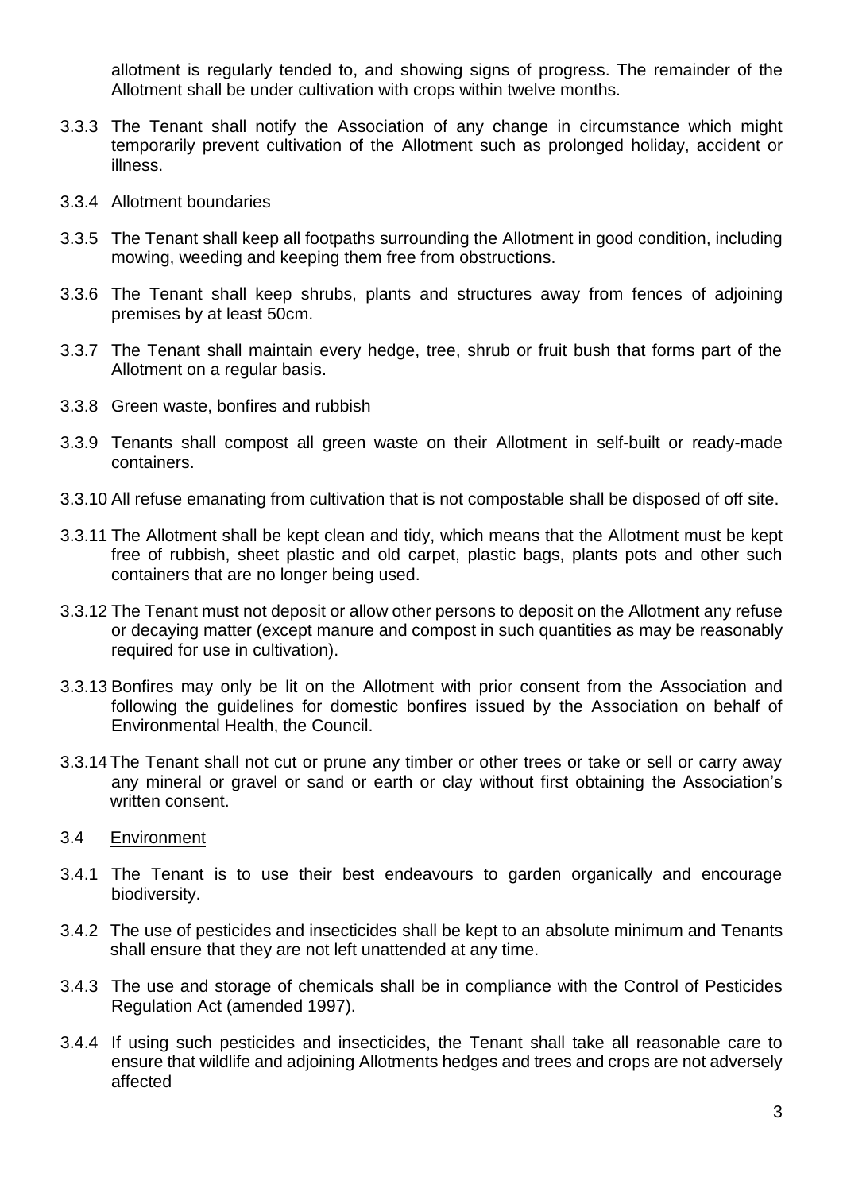allotment is regularly tended to, and showing signs of progress. The remainder of the Allotment shall be under cultivation with crops within twelve months.

3.3.3 The Tenant shall notify the Association of any change in circumstance which might temporarily prevent cultivation of the Allotment such as prolonged holiday, accident or illness.

3.3.4 Allotment boundaries

3.3.5 The Tenant shall keep all footpaths surrounding the Allotment in good condition, including mowing, weeding and keeping them free from obstructions.

3.3.6 The Tenant shall keep shrubs, plants and structures away from fences of adjoining premises by at least 50cm.

3.3.7 The Tenant shall maintain every hedge, tree, shrub or fruit bush that forms part of the Allotment on a regular basis.

3.3.8 Green waste, bonfires and rubbish

3.3.9 Tenants shall compost all green waste on their Allotment in self-built or ready-made containers.

3.3.10 All refuse emanating from cultivation that is not compostable shall be disposed of off site.

3.3.11 The Allotment shall be kept clean and tidy, which means that the Allotment must be kept free of rubbish, sheet plastic and old carpet, plastic bags, plants pots and other such containers that are no longer being used.

3.3.12 The Tenant must not deposit or allow other persons to deposit on the Allotment any refuse or decaying matter (except manure and compost in such quantities as may be reasonably required for use in cultivation).

3.3.13 Bonfires may only be lit on the Allotment with prior consent from the Association and following the guidelines for domestic bonfires issued by the Association on behalf of Environmental Health, the Council.

3.3.14 The Tenant shall not cut or prune any timber or other trees or take or sell or carry away any mineral or gravel or sand or earth or clay without first obtaining the Association's written consent.

3.4 Environment

3.4.1 The Tenant is to use their best endeavours to garden organically and encourage biodiversity.

3.4.2 The use of pesticides and insecticides shall be kept to an absolute minimum and Tenants shall ensure that they are not left unattended at any time.

3.4.3 The use and storage of chemicals shall be in compliance with the Control of Pesticides Regulation Act (amended 1997).

3.4.4 If using such pesticides and insecticides, the Tenant shall take all reasonable care to ensure that wildlife and adjoining Allotments hedges and trees and crops are not adversely affected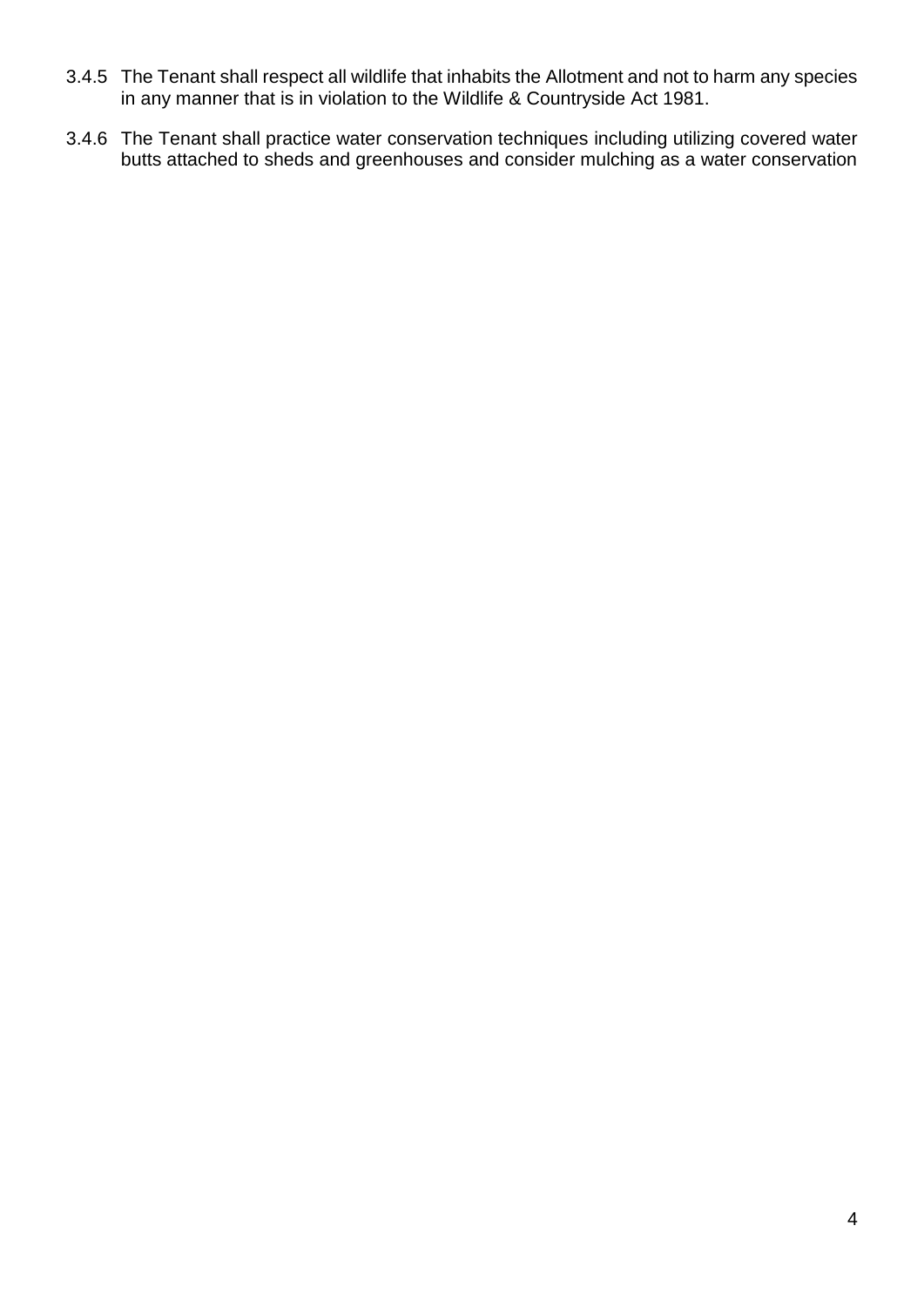3.4.5 The Tenant shall respect all wildlife that inhabits the Allotment and not to harm any species in any manner that is in violation to the Wildlife & Countryside Act 1981.

3.4.6 The Tenant shall practice water conservation techniques including utilizing covered water butts attached to sheds and greenhouses and consider mulching as a water conservation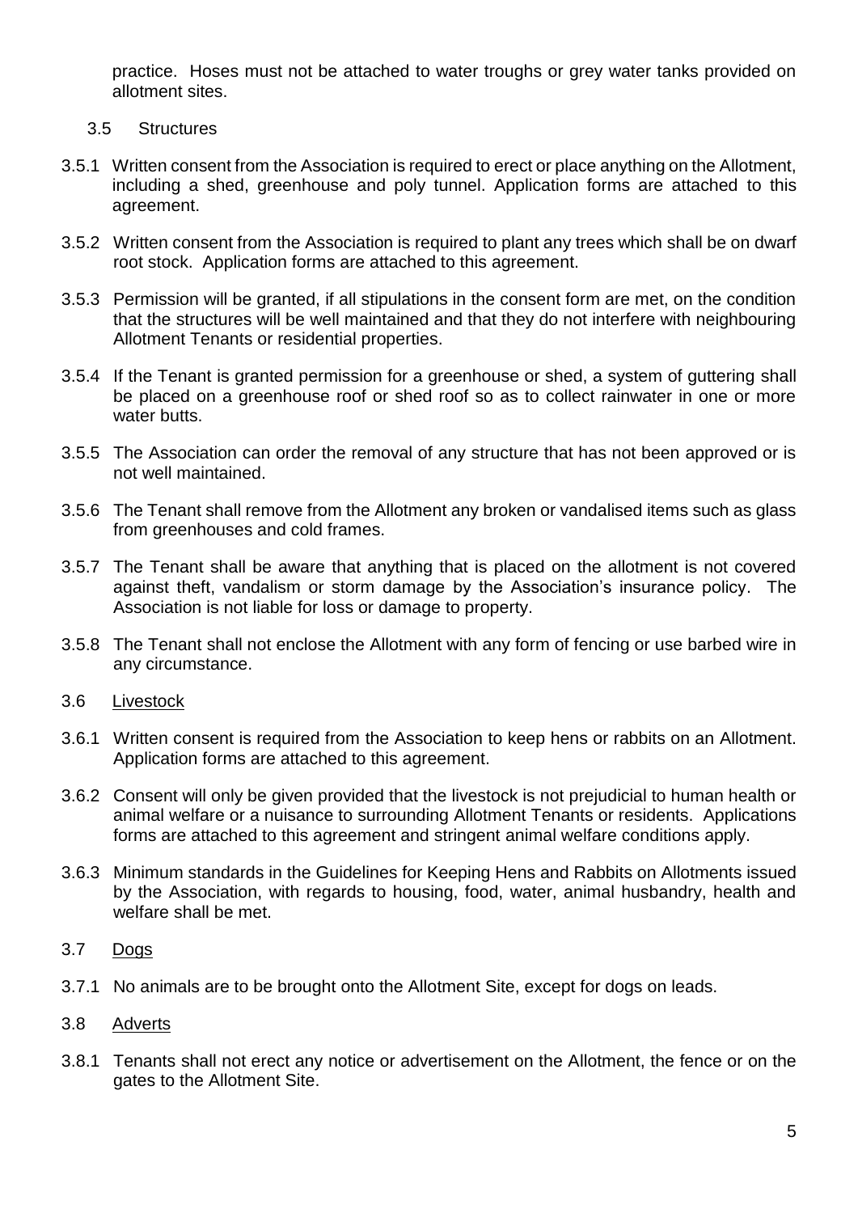practice. Hoses must not be attached to water troughs or grey water tanks provided on allotment sites.

### 3.5 Structures

3.5.1 Written consent from the Association is required to erect or place anything on the Allotment, including a shed, greenhouse and poly tunnel. Application forms are attached to this agreement.

3.5.2 Written consent from the Association is required to plant any trees which shall be on dwarf root stock. Application forms are attached to this agreement.

3.5.3 Permission will be granted, if all stipulations in the consent form are met, on the condition that the structures will be well maintained and that they do not interfere with neighbouring Allotment Tenants or residential properties.

3.5.4 If the Tenant is granted permission for a greenhouse or shed, a system of guttering shall be placed on a greenhouse roof or shed roof so as to collect rainwater in one or more water butts.

3.5.5 The Association can order the removal of any structure that has not been approved or is not well maintained.

3.5.6 The Tenant shall remove from the Allotment any broken or vandalised items such as glass from greenhouses and cold frames.

3.5.7 The Tenant shall be aware that anything that is placed on the allotment is not covered against theft, vandalism or storm damage by the Association's insurance policy. The Association is not liable for loss or damage to property.

3.5.8 The Tenant shall not enclose the Allotment with any form of fencing or use barbed wire in any circumstance.

### 3.6 Livestock

3.6.1 Written consent is required from the Association to keep hens or rabbits on an Allotment. Application forms are attached to this agreement.

3.6.2 Consent will only be given provided that the livestock is not prejudicial to human health or animal welfare or a nuisance to surrounding Allotment Tenants or residents. Applications forms are attached to this agreement and stringent animal welfare conditions apply.

3.6.3 Minimum standards in the Guidelines for Keeping Hens and Rabbits on Allotments issued by the Association, with regards to housing, food, water, animal husbandry, health and welfare shall be met.

### 3.7 Dogs

3.7.1 No animals are to be brought onto the Allotment Site, except for dogs on leads.

### 3.8 Adverts

3.8.1 Tenants shall not erect any notice or advertisement on the Allotment, the fence or on the gates to the Allotment Site.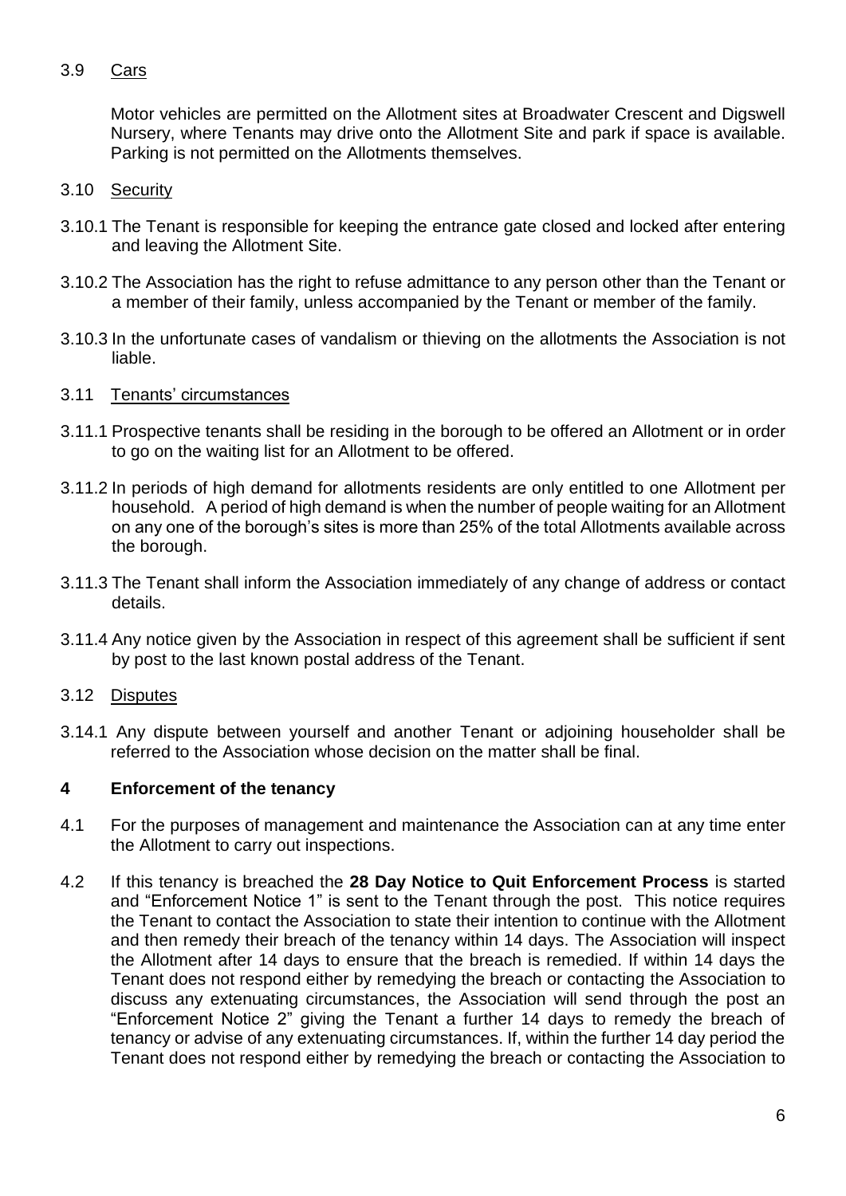3.9 Cars

Motor vehicles are permitted on the Allotment sites at Broadwater Crescent and Digswell Nursery, where Tenants may drive onto the Allotment Site and park if space is available. Parking is not permitted on the Allotments themselves.

3.10 Security

3.10.1 The Tenant is responsible for keeping the entrance gate closed and locked after entering and leaving the Allotment Site.

3.10.2 The Association has the right to refuse admittance to any person other than the Tenant or a member of their family, unless accompanied by the Tenant or member of the family.

3.10.3 In the unfortunate cases of vandalism or thieving on the allotments the Association is not liable.

3.11 Tenants' circumstances

3.11.1 Prospective tenants shall be residing in the borough to be offered an Allotment or in order to go on the waiting list for an Allotment to be offered.

3.11.2 In periods of high demand for allotments residents are only entitled to one Allotment per household. A period of high demand is when the number of people waiting for an Allotment on any one of the borough's sites is more than 25% of the total Allotments available across the borough.

3.11.3 The Tenant shall inform the Association immediately of any change of address or contact details.

3.11.4 Any notice given by the Association in respect of this agreement shall be sufficient if sent by post to the last known postal address of the Tenant.

3.12 Disputes

3.14.1 Any dispute between yourself and another Tenant or adjoining householder shall be referred to the Association whose decision on the matter shall be final.

## 4 Enforcement of the tenancy

4.1 For the purposes of management and maintenance the Association can at any time enter the Allotment to carry out inspections.

4.2 If this tenancy is breached the **28 Day Notice to Quit Enforcement Process** is started and "Enforcement Notice 1" is sent to the Tenant through the post. This notice requires the Tenant to contact the Association to state their intention to continue with the Allotment and then remedy their breach of the tenancy within 14 days. The Association will inspect the Allotment after 14 days to ensure that the breach is remedied. If within 14 days the Tenant does not respond either by remedying the breach or contacting the Association to discuss any extenuating circumstances, the Association will send through the post an "Enforcement Notice 2" giving the Tenant a further 14 days to remedy the breach of tenancy or advise of any extenuating circumstances. If, within the further 14 day period the Tenant does not respond either by remedying the breach or contacting the Association to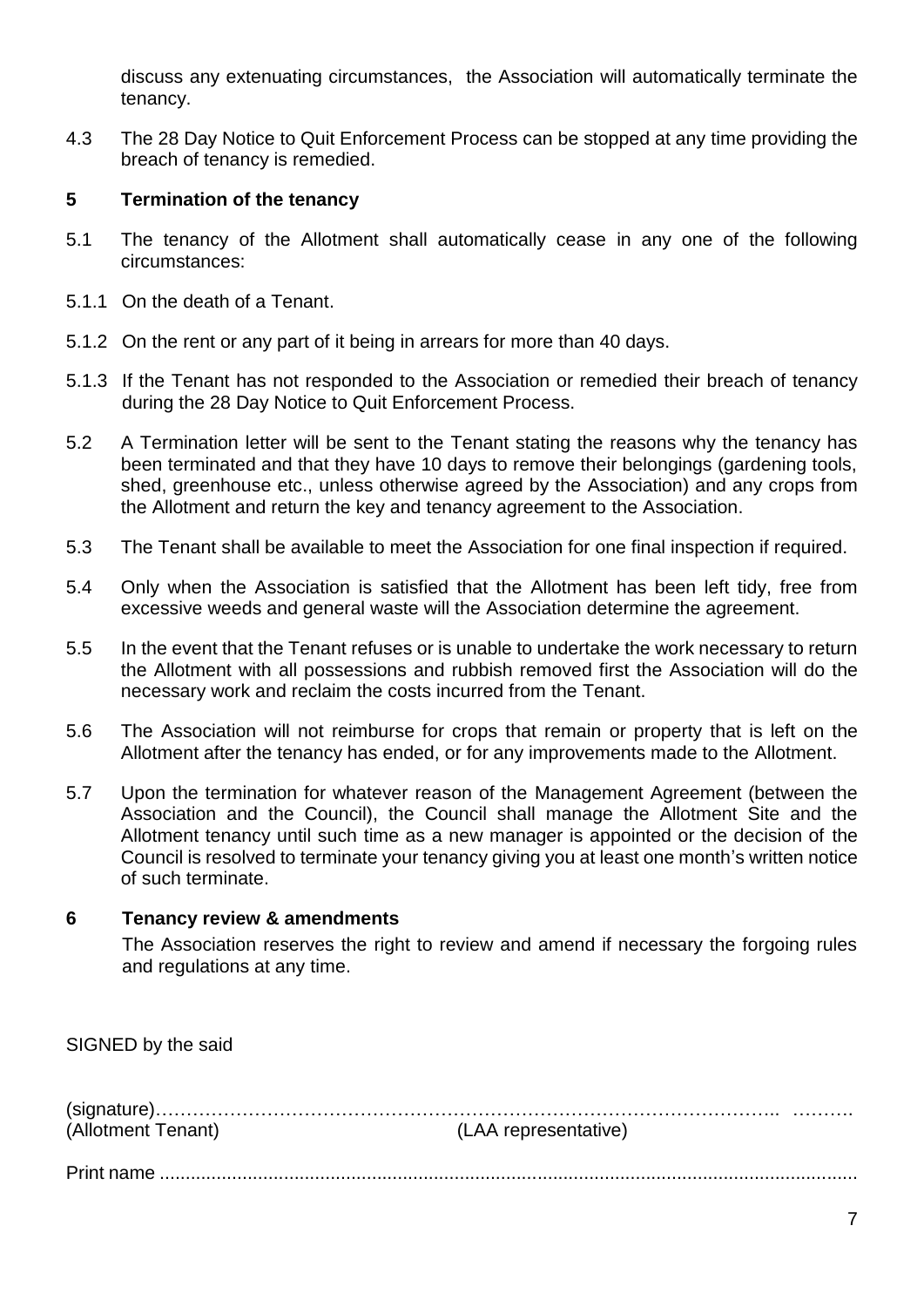discuss any extenuating circumstances,  the Association will automatically terminate the tenancy.

4.3 The 28 Day Notice to Quit Enforcement Process can be stopped at any time providing the breach of tenancy is remedied.

## 5 Termination of the tenancy

5.1 The tenancy of the Allotment shall automatically cease in any one of the following circumstances:

5.1.1 On the death of a Tenant.

5.1.2 On the rent or any part of it being in arrears for more than 40 days.

5.1.3 If the Tenant has not responded to the Association or remedied their breach of tenancy during the 28 Day Notice to Quit Enforcement Process.

5.2 A Termination letter will be sent to the Tenant stating the reasons why the tenancy has been terminated and that they have 10 days to remove their belongings (gardening tools, shed, greenhouse etc., unless otherwise agreed by the Association) and any crops from the Allotment and return the key and tenancy agreement to the Association.

5.3 The Tenant shall be available to meet the Association for one final inspection if required.

5.4 Only when the Association is satisfied that the Allotment has been left tidy, free from excessive weeds and general waste will the Association determine the agreement.

5.5 In the event that the Tenant refuses or is unable to undertake the work necessary to return the Allotment with all possessions and rubbish removed first the Association will do the necessary work and reclaim the costs incurred from the Tenant.

5.6 The Association will not reimburse for crops that remain or property that is left on the Allotment after the tenancy has ended, or for any improvements made to the Allotment.

5.7 Upon the termination for whatever reason of the Management Agreement (between the Association and the Council), the Council shall manage the Allotment Site and the Allotment tenancy until such time as a new manager is appointed or the decision of the Council is resolved to terminate your tenancy giving you at least one month's written notice of such terminate.

## 6 Tenancy review & amendments

The Association reserves the right to review and amend if necessary the forgoing rules and regulations at any time.

SIGNED by the said

(signature)…………………………………………………………………………………….. ……….
(Allotment Tenant) (LAA representative)

Print name ......................................................................................................................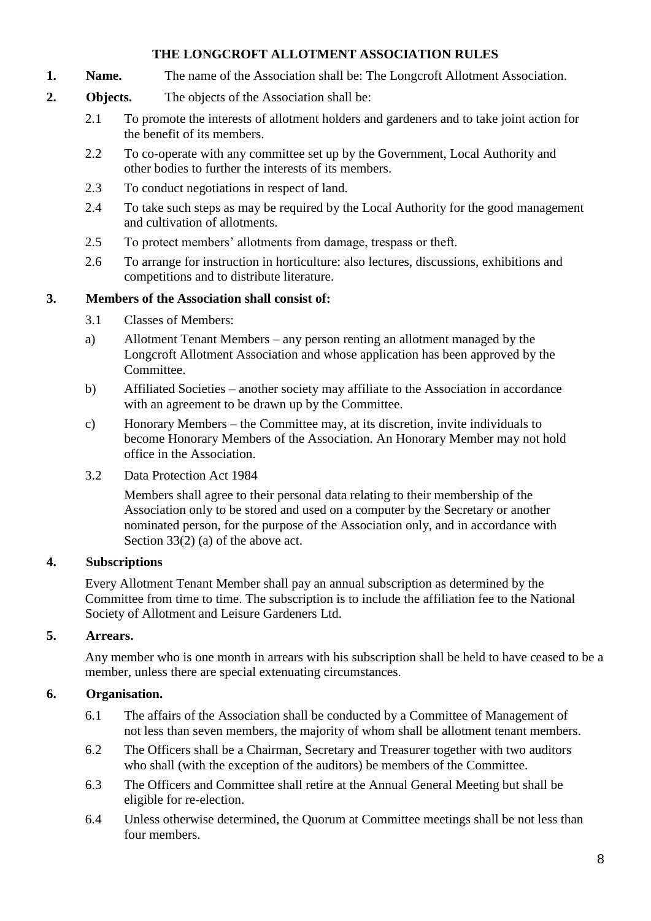# THE LONGCROFT ALLOTMENT ASSOCIATION RULES

**1. Name.** The name of the Association shall be: The Longcroft Allotment Association.

**2. Objects.** The objects of the Association shall be:

2.1 To promote the interests of allotment holders and gardeners and to take joint action for the benefit of its members.

2.2 To co-operate with any committee set up by the Government, Local Authority and other bodies to further the interests of its members.

2.3 To conduct negotiations in respect of land.

2.4 To take such steps as may be required by the Local Authority for the good management and cultivation of allotments.

2.5 To protect members' allotments from damage, trespass or theft.

2.6 To arrange for instruction in horticulture: also lectures, discussions, exhibitions and competitions and to distribute literature.

**3. Members of the Association shall consist of:**

3.1 Classes of Members:

a) Allotment Tenant Members – any person renting an allotment managed by the Longcroft Allotment Association and whose application has been approved by the Committee.

b) Affiliated Societies – another society may affiliate to the Association in accordance with an agreement to be drawn up by the Committee.

c) Honorary Members – the Committee may, at its discretion, invite individuals to become Honorary Members of the Association. An Honorary Member may not hold office in the Association.

3.2 Data Protection Act 1984

Members shall agree to their personal data relating to their membership of the Association only to be stored and used on a computer by the Secretary or another nominated person, for the purpose of the Association only, and in accordance with Section 33(2) (a) of the above act.

**4. Subscriptions**

Every Allotment Tenant Member shall pay an annual subscription as determined by the Committee from time to time. The subscription is to include the affiliation fee to the National Society of Allotment and Leisure Gardeners Ltd.

**5. Arrears.**

Any member who is one month in arrears with his subscription shall be held to have ceased to be a member, unless there are special extenuating circumstances.

**6. Organisation.**

6.1 The affairs of the Association shall be conducted by a Committee of Management of not less than seven members, the majority of whom shall be allotment tenant members.

6.2 The Officers shall be a Chairman, Secretary and Treasurer together with two auditors who shall (with the exception of the auditors) be members of the Committee.

6.3 The Officers and Committee shall retire at the Annual General Meeting but shall be eligible for re-election.

6.4 Unless otherwise determined, the Quorum at Committee meetings shall be not less than four members.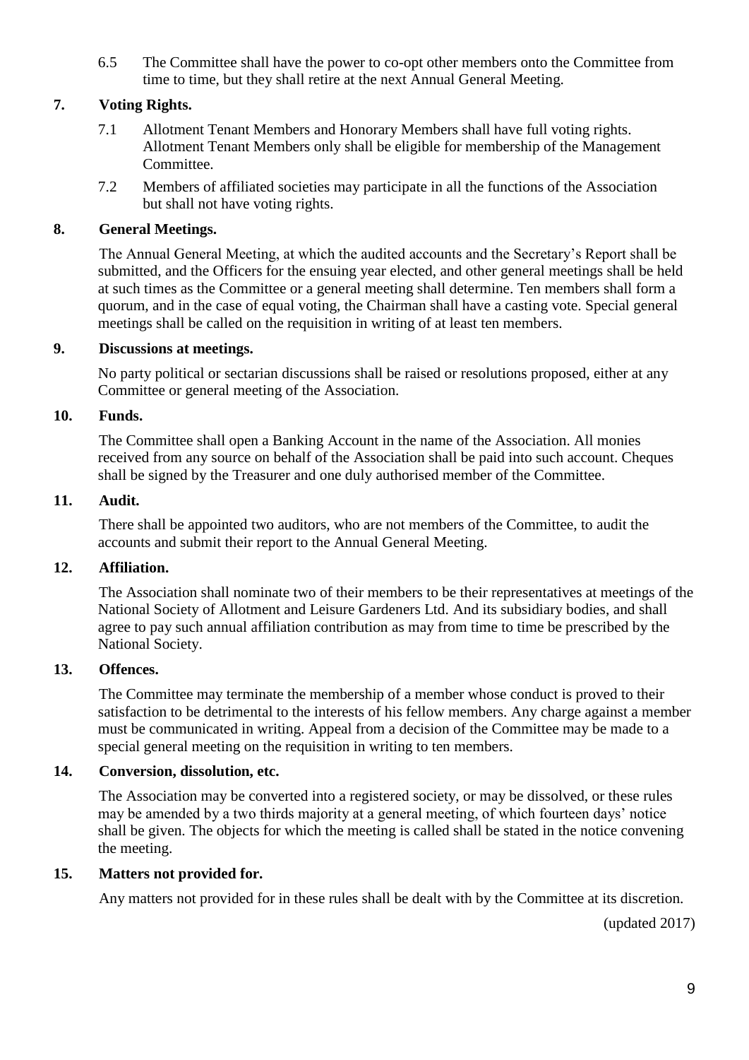6.5 The Committee shall have the power to co-opt other members onto the Committee from time to time, but they shall retire at the next Annual General Meeting.

**7. Voting Rights.**

7.1 Allotment Tenant Members and Honorary Members shall have full voting rights. Allotment Tenant Members only shall be eligible for membership of the Management Committee.

7.2 Members of affiliated societies may participate in all the functions of the Association but shall not have voting rights.

**8. General Meetings.**

The Annual General Meeting, at which the audited accounts and the Secretary's Report shall be submitted, and the Officers for the ensuing year elected, and other general meetings shall be held at such times as the Committee or a general meeting shall determine. Ten members shall form a quorum, and in the case of equal voting, the Chairman shall have a casting vote. Special general meetings shall be called on the requisition in writing of at least ten members.

**9. Discussions at meetings.**

No party political or sectarian discussions shall be raised or resolutions proposed, either at any Committee or general meeting of the Association.

**10. Funds.**

The Committee shall open a Banking Account in the name of the Association. All monies received from any source on behalf of the Association shall be paid into such account. Cheques shall be signed by the Treasurer and one duly authorised member of the Committee.

**11. Audit.**

There shall be appointed two auditors, who are not members of the Committee, to audit the accounts and submit their report to the Annual General Meeting.

**12. Affiliation.**

The Association shall nominate two of their members to be their representatives at meetings of the National Society of Allotment and Leisure Gardeners Ltd. And its subsidiary bodies, and shall agree to pay such annual affiliation contribution as may from time to time be prescribed by the National Society.

**13. Offences.**

The Committee may terminate the membership of a member whose conduct is proved to their satisfaction to be detrimental to the interests of his fellow members. Any charge against a member must be communicated in writing. Appeal from a decision of the Committee may be made to a special general meeting on the requisition in writing to ten members.

**14. Conversion, dissolution, etc.**

The Association may be converted into a registered society, or may be dissolved, or these rules may be amended by a two thirds majority at a general meeting, of which fourteen days' notice shall be given. The objects for which the meeting is called shall be stated in the notice convening the meeting.

**15. Matters not provided for.**

Any matters not provided for in these rules shall be dealt with by the Committee at its discretion.

(updated 2017)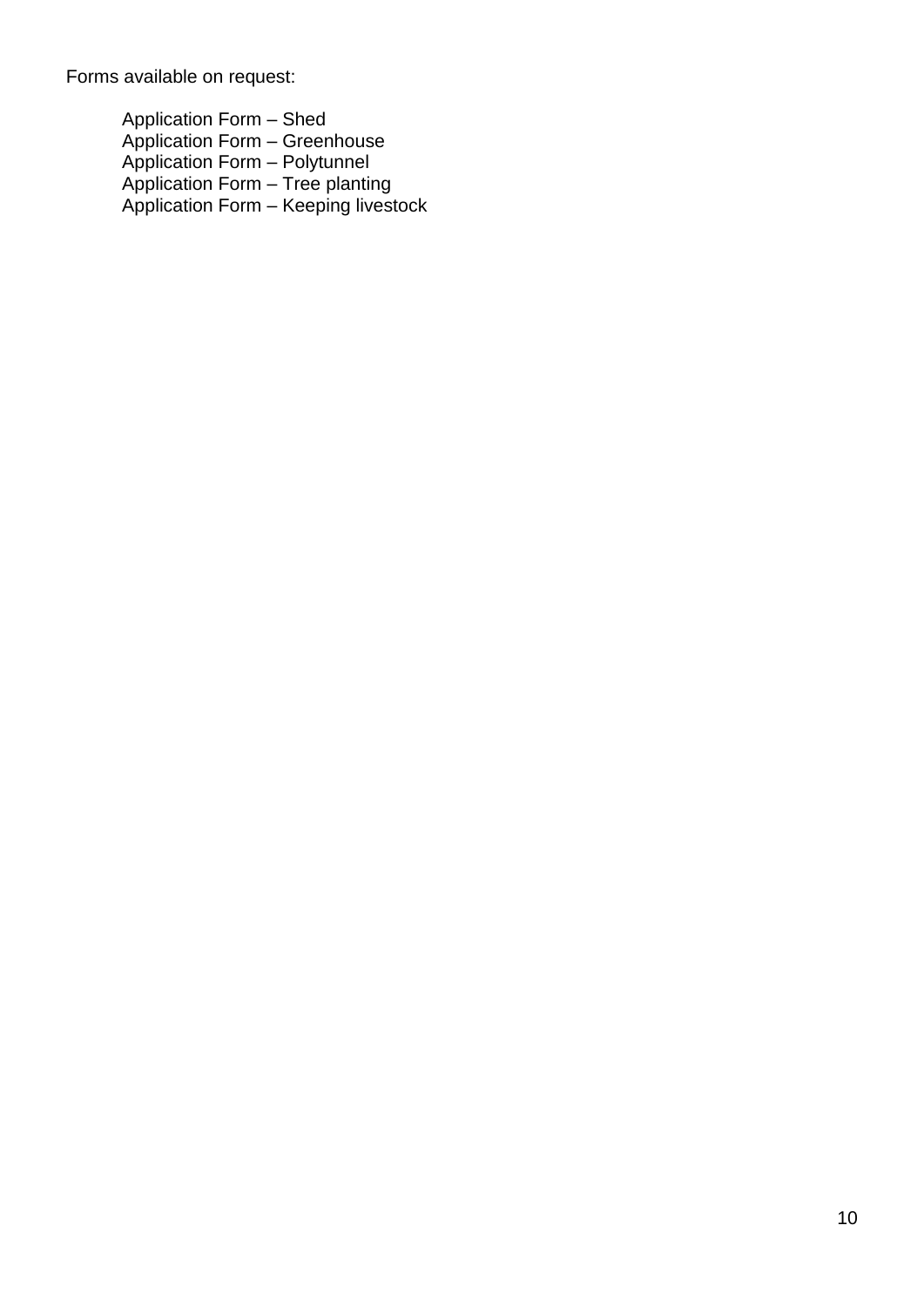Forms available on request:

- Application Form – Shed
- Application Form – Greenhouse
- Application Form – Polytunnel
- Application Form – Tree planting
- Application Form – Keeping livestock